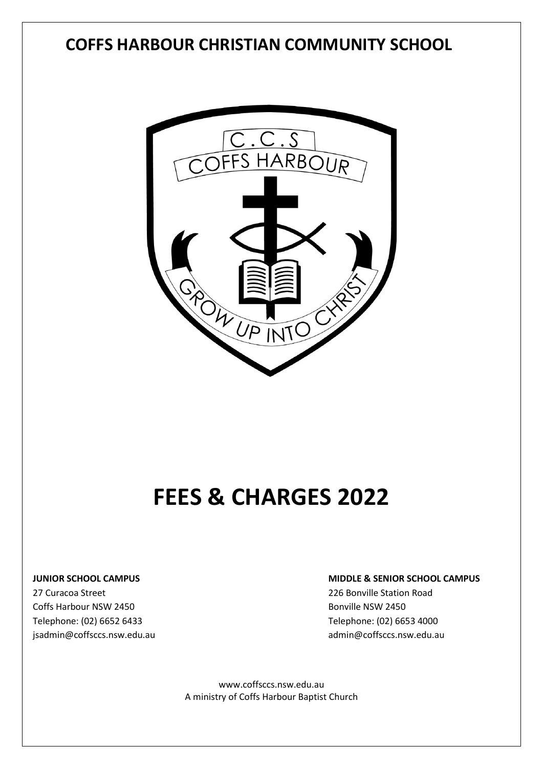# COFFS HARBOUR CHRISTIAN COMMUNITY SCHOOL

# FEES & CHARGES 2022

**JUNIOR SCHOOL CAMPUS**

27 Curacoa Street
Coffs Harbour NSW 2450
Telephone: (02) 6652 6433
jsadmin@coffsccs.nsw.edu.au

**MIDDLE & SENIOR SCHOOL CAMPUS**

226 Bonville Station Road
Bonville NSW 2450
Telephone: (02) 6653 4000
admin@coffsccs.nsw.edu.au

www.coffsccs.nsw.edu.au
A ministry of Coffs Harbour Baptist Church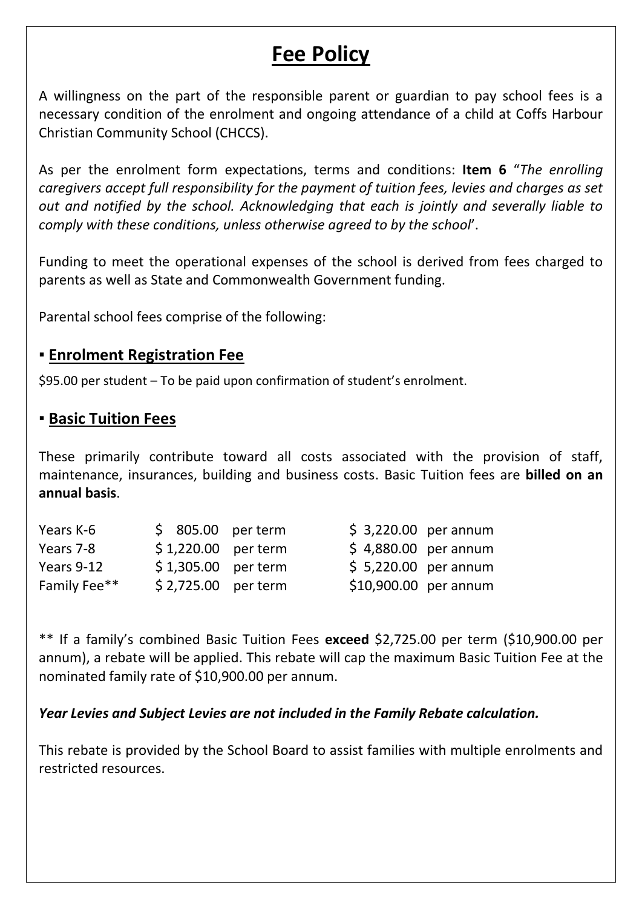# Fee Policy

A willingness on the part of the responsible parent or guardian to pay school fees is a necessary condition of the enrolment and ongoing attendance of a child at Coffs Harbour Christian Community School (CHCCS).

As per the enrolment form expectations, terms and conditions: **Item 6** "*The enrolling caregivers accept full responsibility for the payment of tuition fees, levies and charges as set out and notified by the school. Acknowledging that each is jointly and severally liable to comply with these conditions, unless otherwise agreed to by the school*'.

Funding to meet the operational expenses of the school is derived from fees charged to parents as well as State and Commonwealth Government funding.

Parental school fees comprise of the following:

## ▪ Enrolment Registration Fee

$95.00 per student – To be paid upon confirmation of student's enrolment.

## ▪ Basic Tuition Fees

These primarily contribute toward all costs associated with the provision of staff, maintenance, insurances, building and business costs. Basic Tuition fees are **billed on an annual basis**.

| | | |
|---|---|---|
| Years K-6 | $ 805.00 per term | $ 3,220.00 per annum |
| Years 7-8 | $ 1,220.00 per term | $ 4,880.00 per annum |
| Years 9-12 | $ 1,305.00 per term | $ 5,220.00 per annum |
| Family Fee** | $ 2,725.00 per term | $10,900.00 per annum |

** If a family's combined Basic Tuition Fees **exceed** $2,725.00 per term ($10,900.00 per annum), a rebate will be applied. This rebate will cap the maximum Basic Tuition Fee at the nominated family rate of $10,900.00 per annum.

***Year Levies and Subject Levies are not included in the Family Rebate calculation.***

This rebate is provided by the School Board to assist families with multiple enrolments and restricted resources.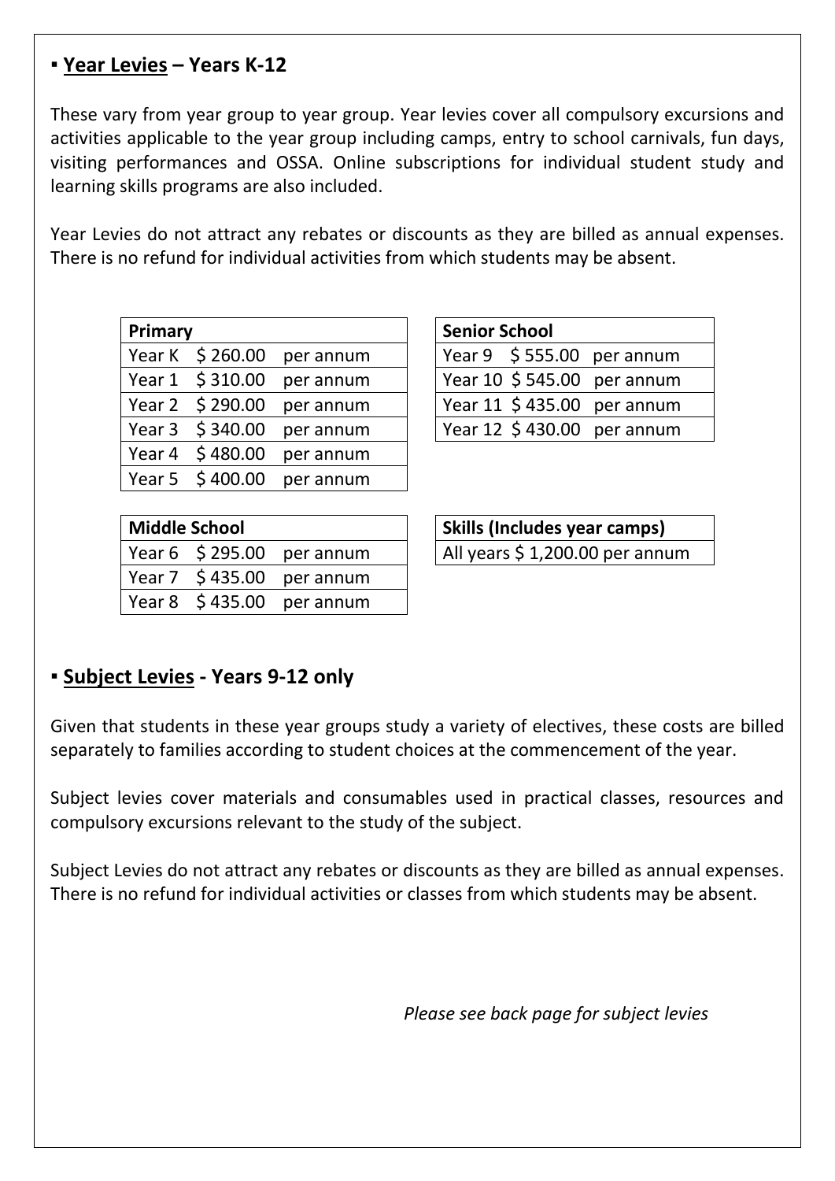## ▪ **Year Levies** – Years K-12

These vary from year group to year group. Year levies cover all compulsory excursions and activities applicable to the year group including camps, entry to school carnivals, fun days, visiting performances and OSSA. Online subscriptions for individual student study and learning skills programs are also included.

Year Levies do not attract any rebates or discounts as they are billed as annual expenses. There is no refund for individual activities from which students may be absent.

| **Primary** | | |
|---|---|---|
| Year K | $ 260.00 | per annum |
| Year 1 | $ 310.00 | per annum |
| Year 2 | $ 290.00 | per annum |
| Year 3 | $ 340.00 | per annum |
| Year 4 | $ 480.00 | per annum |
| Year 5 | $ 400.00 | per annum |

| **Senior School** | | |
|---|---|---|
| Year 9 | $ 555.00 | per annum |
| Year 10 | $ 545.00 | per annum |
| Year 11 | $ 435.00 | per annum |
| Year 12 | $ 430.00 | per annum |

| **Middle School** | | |
|---|---|---|
| Year 6 | $ 295.00 | per annum |
| Year 7 | $ 435.00 | per annum |
| Year 8 | $ 435.00 | per annum |

| **Skills (Includes year camps)** |
|---|
| All years $ 1,200.00 per annum |

## ▪ **Subject Levies** - Years 9-12 only

Given that students in these year groups study a variety of electives, these costs are billed separately to families according to student choices at the commencement of the year.

Subject levies cover materials and consumables used in practical classes, resources and compulsory excursions relevant to the study of the subject.

Subject Levies do not attract any rebates or discounts as they are billed as annual expenses. There is no refund for individual activities or classes from which students may be absent.

*Please see back page for subject levies*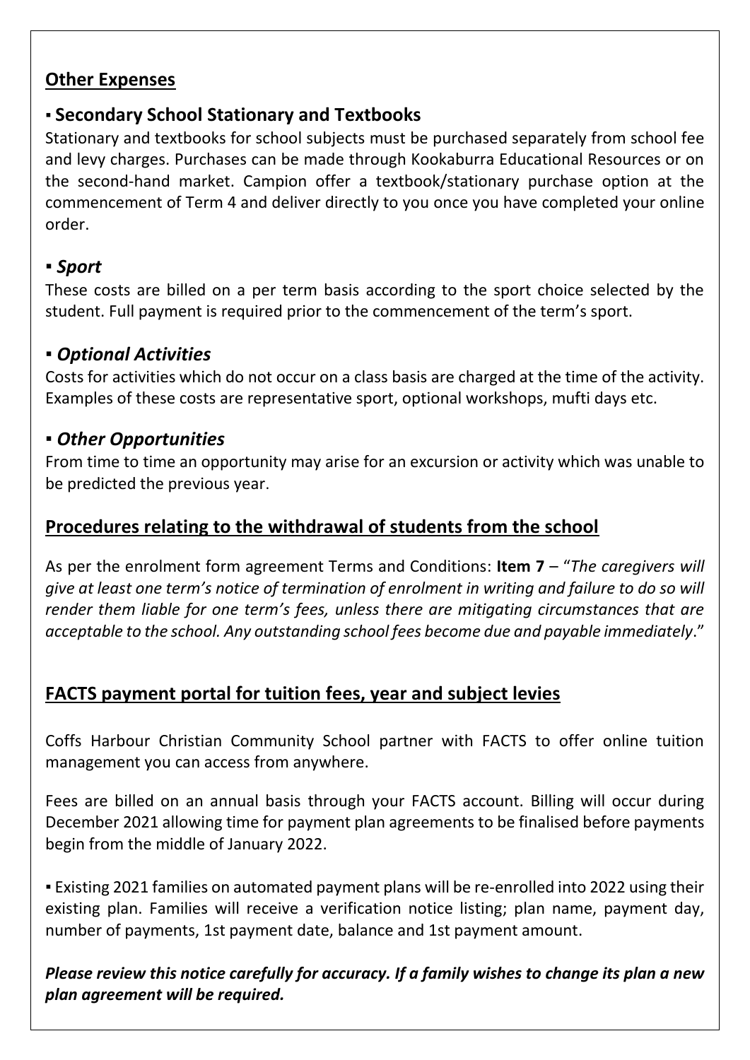## Other Expenses

### ▪ Secondary School Stationary and Textbooks

Stationary and textbooks for school subjects must be purchased separately from school fee and levy charges. Purchases can be made through Kookaburra Educational Resources or on the second-hand market. Campion offer a textbook/stationary purchase option at the commencement of Term 4 and deliver directly to you once you have completed your online order.

### ▪ *Sport*

These costs are billed on a per term basis according to the sport choice selected by the student. Full payment is required prior to the commencement of the term's sport.

### ▪ *Optional Activities*

Costs for activities which do not occur on a class basis are charged at the time of the activity. Examples of these costs are representative sport, optional workshops, mufti days etc.

### ▪ *Other Opportunities*

From time to time an opportunity may arise for an excursion or activity which was unable to be predicted the previous year.

## Procedures relating to the withdrawal of students from the school

As per the enrolment form agreement Terms and Conditions: **Item 7** – "*The caregivers will give at least one term's notice of termination of enrolment in writing and failure to do so will render them liable for one term's fees, unless there are mitigating circumstances that are acceptable to the school. Any outstanding school fees become due and payable immediately*."

## FACTS payment portal for tuition fees, year and subject levies

Coffs Harbour Christian Community School partner with FACTS to offer online tuition management you can access from anywhere.

Fees are billed on an annual basis through your FACTS account. Billing will occur during December 2021 allowing time for payment plan agreements to be finalised before payments begin from the middle of January 2022.

▪ Existing 2021 families on automated payment plans will be re-enrolled into 2022 using their existing plan. Families will receive a verification notice listing; plan name, payment day, number of payments, 1st payment date, balance and 1st payment amount.

***Please review this notice carefully for accuracy. If a family wishes to change its plan a new plan agreement will be required.***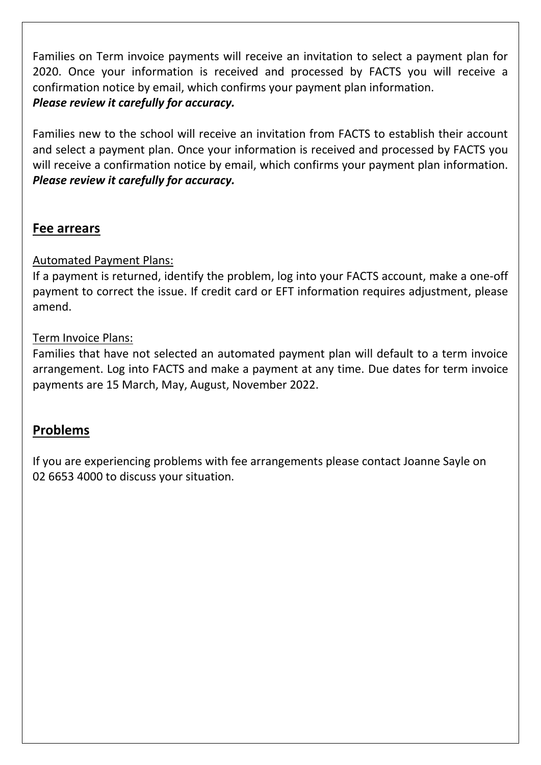Families on Term invoice payments will receive an invitation to select a payment plan for 2020. Once your information is received and processed by FACTS you will receive a confirmation notice by email, which confirms your payment plan information.
***Please review it carefully for accuracy.***

Families new to the school will receive an invitation from FACTS to establish their account and select a payment plan. Once your information is received and processed by FACTS you will receive a confirmation notice by email, which confirms your payment plan information.
***Please review it carefully for accuracy.***

## Fee arrears

Automated Payment Plans:

If a payment is returned, identify the problem, log into your FACTS account, make a one-off payment to correct the issue. If credit card or EFT information requires adjustment, please amend.

Term Invoice Plans:

Families that have not selected an automated payment plan will default to a term invoice arrangement. Log into FACTS and make a payment at any time. Due dates for term invoice payments are 15 March, May, August, November 2022.

## Problems

If you are experiencing problems with fee arrangements please contact Joanne Sayle on 02 6653 4000 to discuss your situation.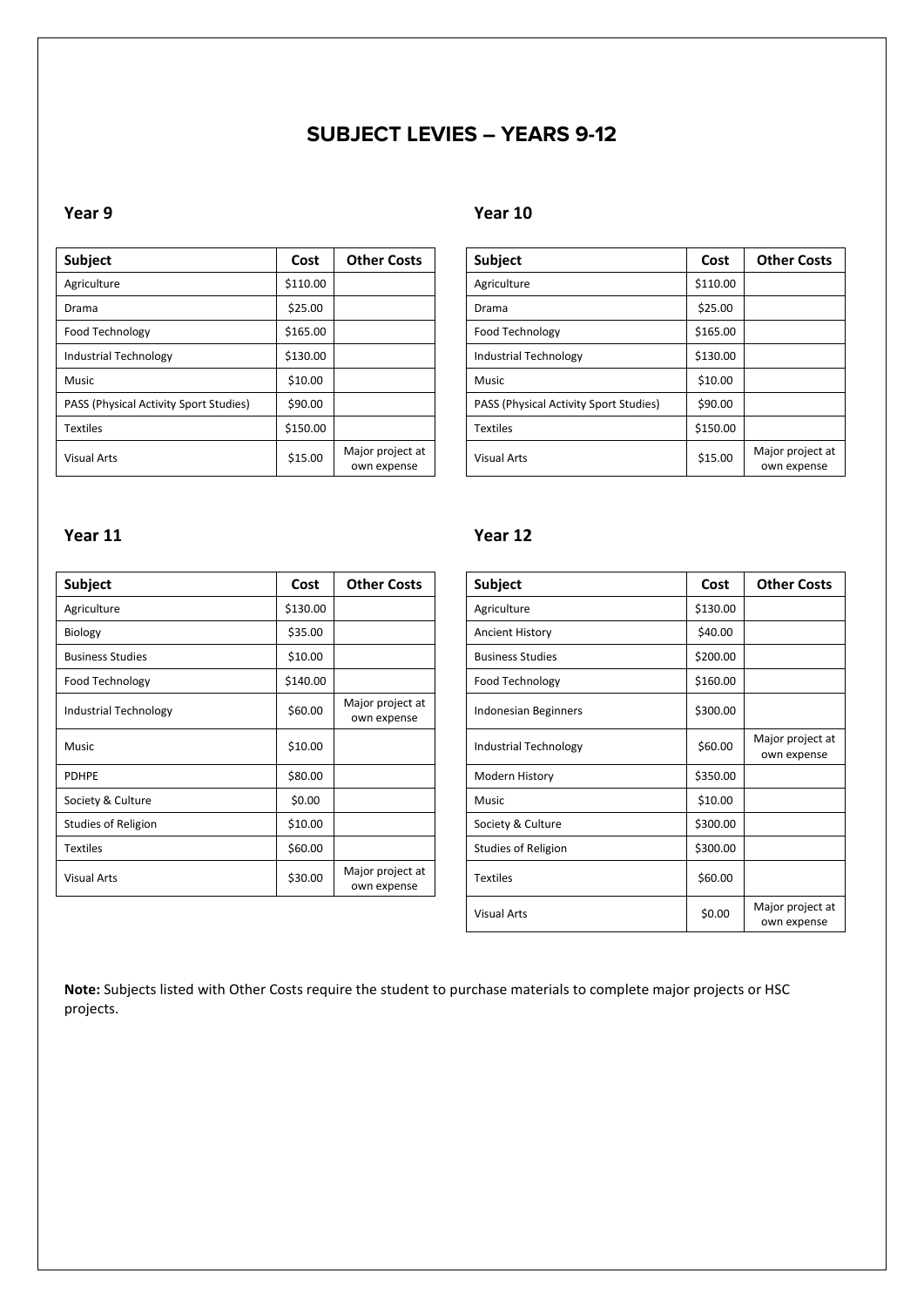# SUBJECT LEVIES – YEARS 9-12

## Year 9

| Subject | Cost | Other Costs |
|---|---|---|
| Agriculture | $110.00 | |
| Drama | $25.00 | |
| Food Technology | $165.00 | |
| Industrial Technology | $130.00 | |
| Music | $10.00 | |
| PASS (Physical Activity Sport Studies) | $90.00 | |
| Textiles | $150.00 | |
| Visual Arts | $15.00 | Major project at own expense |

## Year 10

| Subject | Cost | Other Costs |
|---|---|---|
| Agriculture | $110.00 | |
| Drama | $25.00 | |
| Food Technology | $165.00 | |
| Industrial Technology | $130.00 | |
| Music | $10.00 | |
| PASS (Physical Activity Sport Studies) | $90.00 | |
| Textiles | $150.00 | |
| Visual Arts | $15.00 | Major project at own expense |

## Year 11

| Subject | Cost | Other Costs |
|---|---|---|
| Agriculture | $130.00 | |
| Biology | $35.00 | |
| Business Studies | $10.00 | |
| Food Technology | $140.00 | |
| Industrial Technology | $60.00 | Major project at own expense |
| Music | $10.00 | |
| PDHPE | $80.00 | |
| Society & Culture | $0.00 | |
| Studies of Religion | $10.00 | |
| Textiles | $60.00 | |
| Visual Arts | $30.00 | Major project at own expense |

## Year 12

| Subject | Cost | Other Costs |
|---|---|---|
| Agriculture | $130.00 | |
| Ancient History | $40.00 | |
| Business Studies | $200.00 | |
| Food Technology | $160.00 | |
| Indonesian Beginners | $300.00 | |
| Industrial Technology | $60.00 | Major project at own expense |
| Modern History | $350.00 | |
| Music | $10.00 | |
| Society & Culture | $300.00 | |
| Studies of Religion | $300.00 | |
| Textiles | $60.00 | |
| Visual Arts | $0.00 | Major project at own expense |

**Note:** Subjects listed with Other Costs require the student to purchase materials to complete major projects or HSC projects.